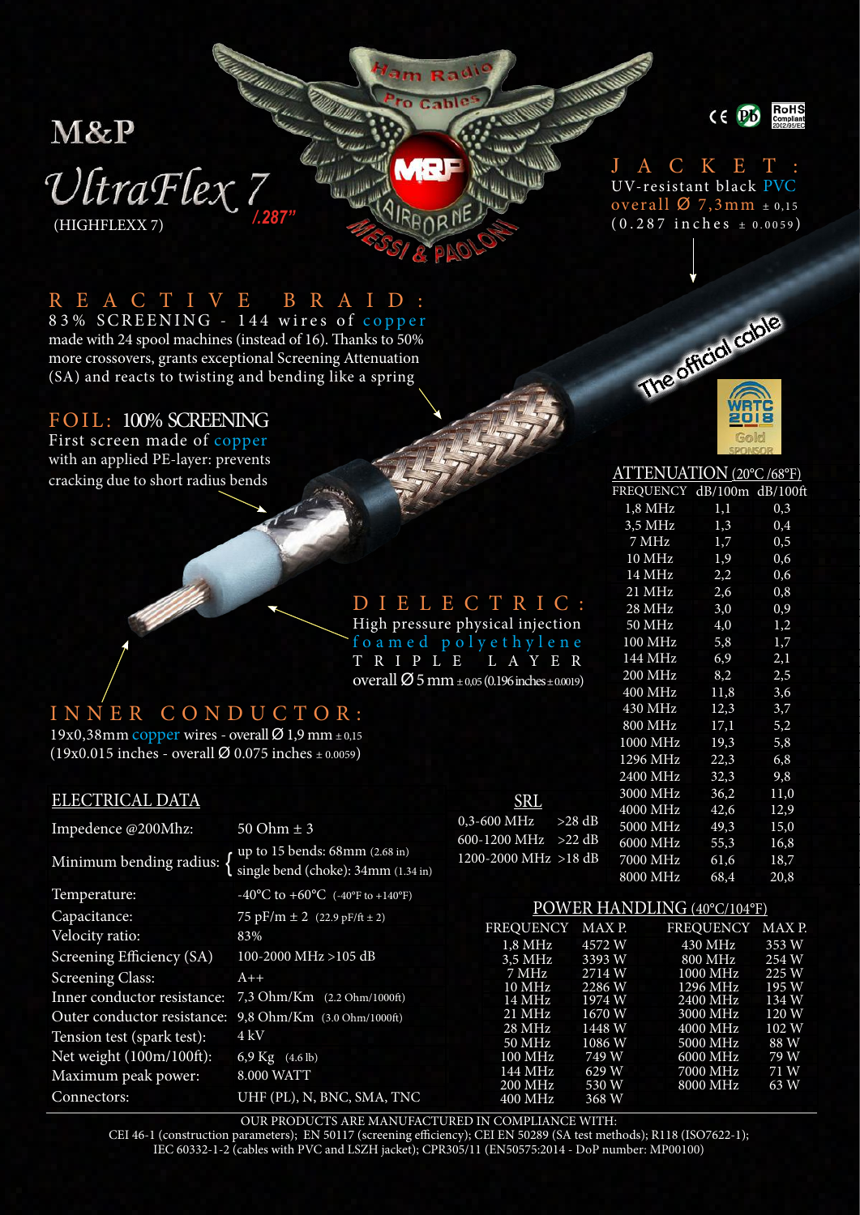# M&P UltraFlex 7 /.287"

(HIGHFLEXX 7)

Ham Radio Pro Cables — M&P Airborne — Messi & Paoloni

CE · Pb · RoHS Compliant 2002/95/EC

## JACKET:

UV-resistant black PVC
overall Ø 7,3mm ± 0,15
(0.287 inches ± 0.0059)

The official cable — WRTC 2018 Gold Sponsor

## REACTIVE BRAID:

83% SCREENING - 144 wires of copper made with 24 spool machines (instead of 16). Thanks to 50% more crossovers, grants exceptional Screening Attenuation (SA) and reacts to twisting and bending like a spring

## FOIL: 100% SCREENING

First screen made of copper with an applied PE-layer: prevents cracking due to short radius bends

## DIELECTRIC:

High pressure physical injection foamed polyethylene TRIPLE LAYER
overall Ø 5 mm ± 0,05 (0.196 inches ± 0.0019)

## INNER CONDUCTOR:

19x0,38mm copper wires - overall Ø 1,9 mm ± 0,15
(19x0.015 inches - overall Ø 0.075 inches ± 0.0059)

## ATTENUATION (20°C /68°F)

| FREQUENCY | dB/100m | dB/100ft |
|---|---|---|
| 1,8 MHz | 1,1 | 0,3 |
| 3,5 MHz | 1,3 | 0,4 |
| 7 MHz | 1,7 | 0,5 |
| 10 MHz | 1,9 | 0,6 |
| 14 MHz | 2,2 | 0,6 |
| 21 MHz | 2,6 | 0,8 |
| 28 MHz | 3,0 | 0,9 |
| 50 MHz | 4,0 | 1,2 |
| 100 MHz | 5,8 | 1,7 |
| 144 MHz | 6,9 | 2,1 |
| 200 MHz | 8,2 | 2,5 |
| 400 MHz | 11,8 | 3,6 |
| 430 MHz | 12,3 | 3,7 |
| 800 MHz | 17,1 | 5,2 |
| 1000 MHz | 19,3 | 5,8 |
| 1296 MHz | 22,3 | 6,8 |
| 2400 MHz | 32,3 | 9,8 |
| 3000 MHz | 36,2 | 11,0 |
| 4000 MHz | 42,6 | 12,9 |
| 5000 MHz | 49,3 | 15,0 |
| 6000 MHz | 55,3 | 16,8 |
| 7000 MHz | 61,6 | 18,7 |
| 8000 MHz | 68,4 | 20,8 |

## ELECTRICAL DATA

| | |
|---|---|
| Impedence @200Mhz: | 50 Ohm ± 3 |
| Minimum bending radius: | up to 15 bends: 68mm (2.68 in); single bend (choke): 34mm (1.34 in) |
| Temperature: | -40°C to +60°C (-40°F to +140°F) |
| Capacitance: | 75 pF/m ± 2 (22.9 pF/ft ± 2) |
| Velocity ratio: | 83% |
| Screening Efficiency (SA) | 100-2000 MHz >105 dB |
| Screening Class: | A++ |
| Inner conductor resistance: | 7,3 Ohm/Km (2.2 Ohm/1000ft) |
| Outer conductor resistance: | 9,8 Ohm/Km (3.0 Ohm/1000ft) |
| Tension test (spark test): | 4 kV |
| Net weight (100m/100ft): | 6,9 Kg (4.6 lb) |
| Maximum peak power: | 8.000 WATT |
| Connectors: | UHF (PL), N, BNC, SMA, TNC |

## SRL

| | |
|---|---|
| 0,3-600 MHz | >28 dB |
| 600-1200 MHz | >22 dB |
| 1200-2000 MHz | >18 dB |

## POWER HANDLING (40°C/104°F)

| FREQUENCY | MAX P. | FREQUENCY | MAX P. |
|---|---|---|---|
| 1,8 MHz | 4572 W | 430 MHz | 353 W |
| 3,5 MHz | 3393 W | 800 MHz | 254 W |
| 7 MHz | 2714 W | 1000 MHz | 225 W |
| 10 MHz | 2286 W | 1296 MHz | 195 W |
| 14 MHz | 1974 W | 2400 MHz | 134 W |
| 21 MHz | 1670 W | 3000 MHz | 120 W |
| 28 MHz | 1448 W | 4000 MHz | 102 W |
| 50 MHz | 1086 W | 5000 MHz | 88 W |
| 100 MHz | 749 W | 6000 MHz | 79 W |
| 144 MHz | 629 W | 7000 MHz | 71 W |
| 200 MHz | 530 W | 8000 MHz | 63 W |
| 400 MHz | 368 W | | |

OUR PRODUCTS ARE MANUFACTURED IN COMPLIANCE WITH:
CEI 46-1 (construction parameters); EN 50117 (screening efficiency); CEI EN 50289 (SA test methods); R118 (ISO7622-1); IEC 60332-1-2 (cables with PVC and LSZH jacket); CPR305/11 (EN50575:2014 - DoP number: MP00100)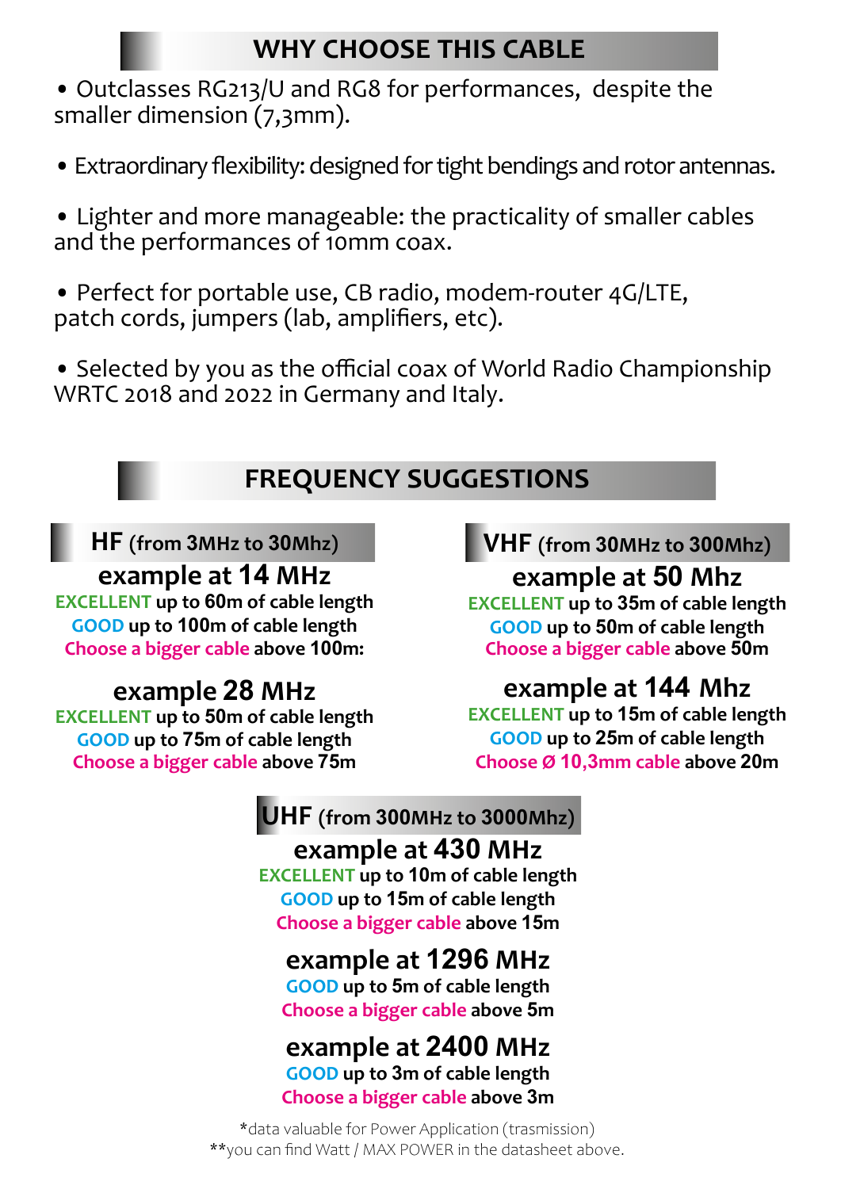## WHY CHOOSE THIS CABLE

- Outclasses RG213/U and RG8 for performances, despite the smaller dimension (7,3mm).
- Extraordinary flexibility: designed for tight bendings and rotor antennas.
- Lighter and more manageable: the practicality of smaller cables and the performances of 10mm coax.
- Perfect for portable use, CB radio, modem-router 4G/LTE, patch cords, jumpers (lab, amplifiers, etc).
- Selected by you as the official coax of World Radio Championship WRTC 2018 and 2022 in Germany and Italy.

## FREQUENCY SUGGESTIONS

### HF (from 3MHz to 30Mhz)

**example at 14 MHz**
**EXCELLENT up to 60m of cable length**
**GOOD up to 100m of cable length**
**Choose a bigger cable above 100m:**

**example 28 MHz**
**EXCELLENT up to 50m of cable length**
**GOOD up to 75m of cable length**
**Choose a bigger cable above 75m**

### VHF (from 30MHz to 300Mhz)

**example at 50 Mhz**
**EXCELLENT up to 35m of cable length**
**GOOD up to 50m of cable length**
**Choose a bigger cable above 50m**

**example at 144 Mhz**
**EXCELLENT up to 15m of cable length**
**GOOD up to 25m of cable length**
**Choose Ø 10,3mm cable above 20m**

### UHF (from 300MHz to 3000Mhz)

**example at 430 MHz**
**EXCELLENT up to 10m of cable length**
**GOOD up to 15m of cable length**
**Choose a bigger cable above 15m**

**example at 1296 MHz**
**GOOD up to 5m of cable length**
**Choose a bigger cable above 5m**

**example at 2400 MHz**
**GOOD up to 3m of cable length**
**Choose a bigger cable above 3m**

*data valuable for Power Application (trasmission)
**you can find Watt / MAX POWER in the datasheet above.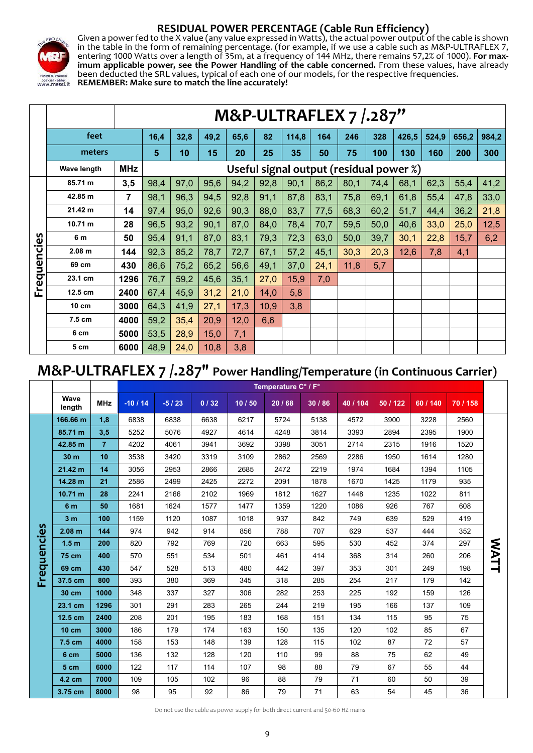## RESIDUAL POWER PERCENTAGE (Cable Run Efficiency)

Given a power fed to the X value (any value expressed in Watts), the actual power output of the cable is shown in the table in the form of remaining percentage. (for example, if we use a cable such as M&P-ULTRAFLEX 7, entering 1000 Watts over a length of 35m, at a frequency of 144 MHz, there remains 57,2% of 1000). **For maximum applicable power, see the Power Handling of the cable concerned.** From these values, have already been deducted the SRL values, typical of each one of our models, for the respective frequencies.
**REMEMBER: Make sure to match the line accurately!**

| | | | M&P-ULTRAFLEX 7 /.287" | | | | | | | | | | | | |
|---|---|---|---|---|---|---|---|---|---|---|---|---|---|---|---|
| | feet | | 16,4 | 32,8 | 49,2 | 65,6 | 82 | 114,8 | 164 | 246 | 328 | 426,5 | 524,9 | 656,2 | 984,2 |
| | meters | | 5 | 10 | 15 | 20 | 25 | 35 | 50 | 75 | 100 | 130 | 160 | 200 | 300 |
| | Wave length | MHz | Useful signal output (residual power %) | | | | | | | | | | | | |
| Frequencies | 85.71 m | 3,5 | 98,4 | 97,0 | 95,6 | 94,2 | 92,8 | 90,1 | 86,2 | 80,1 | 74,4 | 68,1 | 62,3 | 55,4 | 41,2 |
| | 42.85 m | 7 | 98,1 | 96,3 | 94,5 | 92,8 | 91,1 | 87,8 | 83,1 | 75,8 | 69,1 | 61,8 | 55,4 | 47,8 | 33,0 |
| | 21.42 m | 14 | 97,4 | 95,0 | 92,6 | 90,3 | 88,0 | 83,7 | 77,5 | 68,3 | 60,2 | 51,7 | 44,4 | 36,2 | 21,8 |
| | 10.71 m | 28 | 96,5 | 93,2 | 90,1 | 87,0 | 84,0 | 78,4 | 70,7 | 59,5 | 50,0 | 40,6 | 33,0 | 25,0 | 12,5 |
| | 6 m | 50 | 95,4 | 91,1 | 87,0 | 83,1 | 79,3 | 72,3 | 63,0 | 50,0 | 39,7 | 30,1 | 22,8 | 15,7 | 6,2 |
| | 2.08 m | 144 | 92,3 | 85,2 | 78,7 | 72,7 | 67,1 | 57,2 | 45,1 | 30,3 | 20,3 | 12,6 | 7,8 | 4,1 | |
| | 69 cm | 430 | 86,6 | 75,2 | 65,2 | 56,6 | 49,1 | 37,0 | 24,1 | 11,8 | 5,7 | | | | |
| | 23.1 cm | 1296 | 76,7 | 59,2 | 45,6 | 35,1 | 27,0 | 15,9 | 7,0 | | | | | | |
| | 12.5 cm | 2400 | 67,4 | 45,9 | 31,2 | 21,0 | 14,0 | 5,8 | | | | | | | |
| | 10 cm | 3000 | 64,3 | 41,9 | 27,1 | 17,3 | 10,9 | 3,8 | | | | | | | |
| | 7.5 cm | 4000 | 59,2 | 35,4 | 20,9 | 12,0 | 6,6 | | | | | | | | |
| | 6 cm | 5000 | 53,5 | 28,9 | 15,0 | 7,1 | | | | | | | | | |
| | 5 cm | 6000 | 48,9 | 24,0 | 10,8 | 3,8 | | | | | | | | | |

## M&P-ULTRAFLEX 7 /.287" Power Handling/Temperature (in Continuous Carrier)

| | | | Temperature C° / F° | | | | | | | | | | |
|---|---|---|---|---|---|---|---|---|---|---|---|---|---|
| | Wave length | MHz | -10 / 14 | -5 / 23 | 0 / 32 | 10 / 50 | 20 / 68 | 30 / 86 | 40 / 104 | 50 / 122 | 60 / 140 | 70 / 158 | |
| Frequencies | 166.66 m | 1,8 | 6838 | 6838 | 6638 | 6217 | 5724 | 5138 | 4572 | 3900 | 3228 | 2560 | WATT |
| | 85.71 m | 3,5 | 5252 | 5076 | 4927 | 4614 | 4248 | 3814 | 3393 | 2894 | 2395 | 1900 | |
| | 42.85 m | 7 | 4202 | 4061 | 3941 | 3692 | 3398 | 3051 | 2714 | 2315 | 1916 | 1520 | |
| | 30 m | 10 | 3538 | 3420 | 3319 | 3109 | 2862 | 2569 | 2286 | 1950 | 1614 | 1280 | |
| | 21.42 m | 14 | 3056 | 2953 | 2866 | 2685 | 2472 | 2219 | 1974 | 1684 | 1394 | 1105 | |
| | 14.28 m | 21 | 2586 | 2499 | 2425 | 2272 | 2091 | 1878 | 1670 | 1425 | 1179 | 935 | |
| | 10.71 m | 28 | 2241 | 2166 | 2102 | 1969 | 1812 | 1627 | 1448 | 1235 | 1022 | 811 | |
| | 6 m | 50 | 1681 | 1624 | 1577 | 1477 | 1359 | 1220 | 1086 | 926 | 767 | 608 | |
| | 3 m | 100 | 1159 | 1120 | 1087 | 1018 | 937 | 842 | 749 | 639 | 529 | 419 | |
| | 2.08 m | 144 | 974 | 942 | 914 | 856 | 788 | 707 | 629 | 537 | 444 | 352 | |
| | 1.5 m | 200 | 820 | 792 | 769 | 720 | 663 | 595 | 530 | 452 | 374 | 297 | |
| | 75 cm | 400 | 570 | 551 | 534 | 501 | 461 | 414 | 368 | 314 | 260 | 206 | |
| | 69 cm | 430 | 547 | 528 | 513 | 480 | 442 | 397 | 353 | 301 | 249 | 198 | |
| | 37.5 cm | 800 | 393 | 380 | 369 | 345 | 318 | 285 | 254 | 217 | 179 | 142 | |
| | 30 cm | 1000 | 348 | 337 | 327 | 306 | 282 | 253 | 225 | 192 | 159 | 126 | |
| | 23.1 cm | 1296 | 301 | 291 | 283 | 265 | 244 | 219 | 195 | 166 | 137 | 109 | |
| | 12.5 cm | 2400 | 208 | 201 | 195 | 183 | 168 | 151 | 134 | 115 | 95 | 75 | |
| | 10 cm | 3000 | 186 | 179 | 174 | 163 | 150 | 135 | 120 | 102 | 85 | 67 | |
| | 7.5 cm | 4000 | 158 | 153 | 148 | 139 | 128 | 115 | 102 | 87 | 72 | 57 | |
| | 6 cm | 5000 | 136 | 132 | 128 | 120 | 110 | 99 | 88 | 75 | 62 | 49 | |
| | 5 cm | 6000 | 122 | 117 | 114 | 107 | 98 | 88 | 79 | 67 | 55 | 44 | |
| | 4.2 cm | 7000 | 109 | 105 | 102 | 96 | 88 | 79 | 71 | 60 | 50 | 39 | |
| | 3.75 cm | 8000 | 98 | 95 | 92 | 86 | 79 | 71 | 63 | 54 | 45 | 36 | |

Do not use the cable as power supply for both direct current and 50-60 HZ mains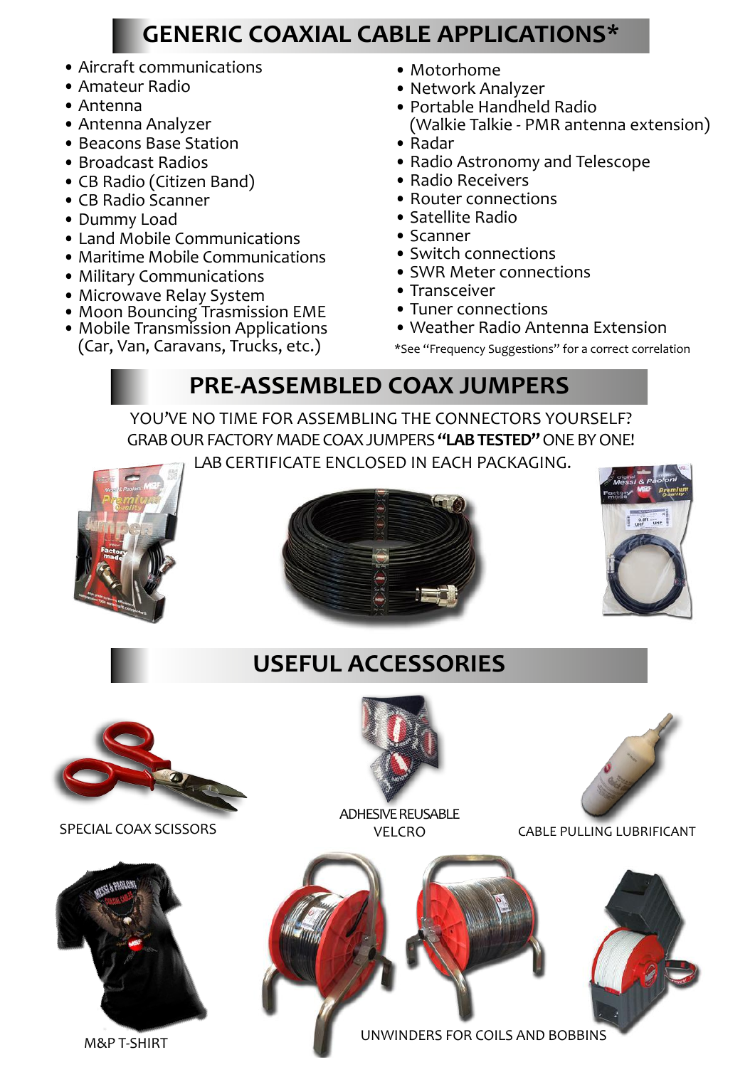## GENERIC COAXIAL CABLE APPLICATIONS*

- Aircraft communications
- Amateur Radio
- Antenna
- Antenna Analyzer
- Beacons Base Station
- Broadcast Radios
- CB Radio (Citizen Band)
- CB Radio Scanner
- Dummy Load
- Land Mobile Communications
- Maritime Mobile Communications
- Military Communications
- Microwave Relay System
- Moon Bouncing Trasmission EME
- Mobile Transmission Applications (Car, Van, Caravans, Trucks, etc.)
- Motorhome
- Network Analyzer
- Portable Handheld Radio (Walkie Talkie - PMR antenna extension)
- Radar
- Radio Astronomy and Telescope
- Radio Receivers
- Router connections
- Satellite Radio
- Scanner
- Switch connections
- SWR Meter connections
- Transceiver
- Tuner connections
- Weather Radio Antenna Extension

*See "Frequency Suggestions" for a correct correlation

## PRE-ASSEMBLED COAX JUMPERS

YOU'VE NO TIME FOR ASSEMBLING THE CONNECTORS YOURSELF?
GRAB OUR FACTORY MADE COAX JUMPERS **"LAB TESTED"** ONE BY ONE!
LAB CERTIFICATE ENCLOSED IN EACH PACKAGING.

## USEFUL ACCESSORIES

SPECIAL COAX SCISSORS

ADHESIVE REUSABLE VELCRO

CABLE PULLING LUBRIFICANT

M&P T-SHIRT

UNWINDERS FOR COILS AND BOBBINS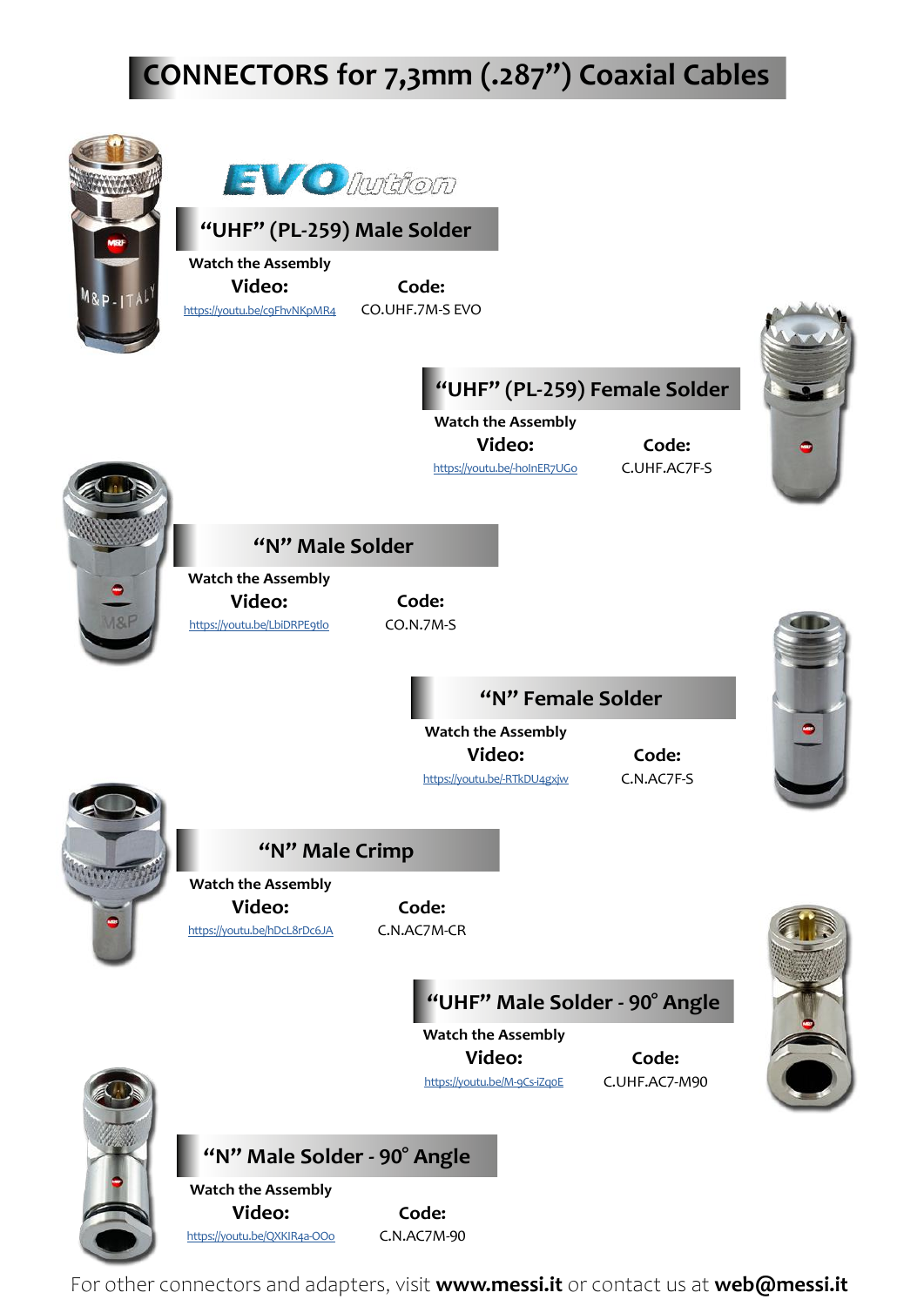# CONNECTORS for 7,3mm (.287") Coaxial Cables

EVOlution

## "UHF" (PL-259) Male Solder

Watch the Assembly

**Video:** https://youtu.be/c9FhvNKpMR4

**Code:** CO.UHF.7M-S EVO

## "UHF" (PL-259) Female Solder

Watch the Assembly

**Video:** https://youtu.be/-hoInER7UGo

**Code:** C.UHF.AC7F-S

## "N" Male Solder

Watch the Assembly

**Video:** https://youtu.be/LbiDRPE9tlo

**Code:** CO.N.7M-S

## "N" Female Solder

Watch the Assembly

**Video:** https://youtu.be/-RTkDU4gxjw

**Code:** C.N.AC7F-S

## "N" Male Crimp

Watch the Assembly

**Video:** https://youtu.be/hDcL8rDc6JA

**Code:** C.N.AC7M-CR

## "UHF" Male Solder - 90° Angle

Watch the Assembly

**Video:** https://youtu.be/M-9Cs-iZqoE

**Code:** C.UHF.AC7-M90

## "N" Male Solder - 90° Angle

Watch the Assembly

**Video:** https://youtu.be/QXKIR4a-OOo

**Code:** C.N.AC7M-90

For other connectors and adapters, visit **www.messi.it** or contact us at **web@messi.it**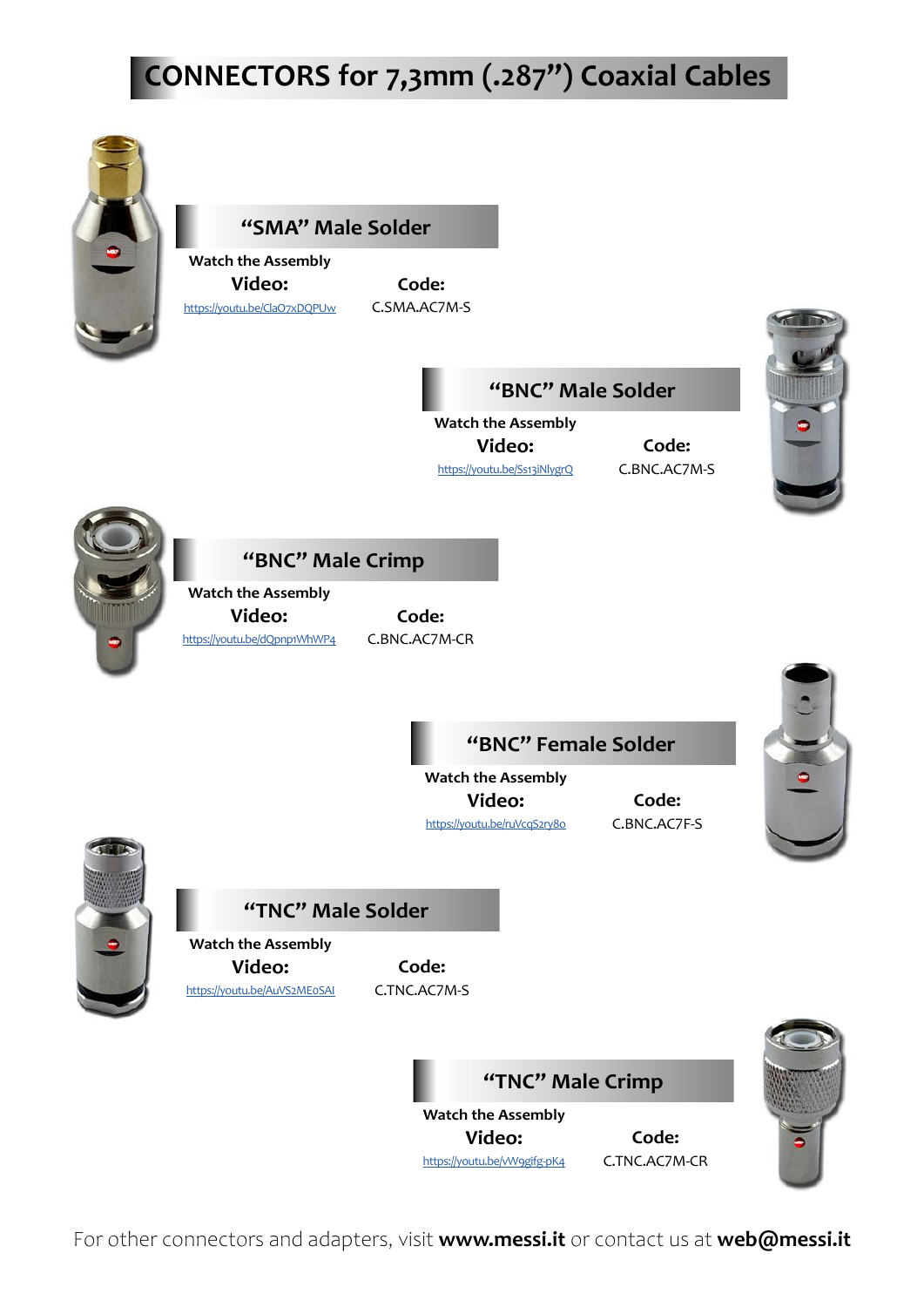# CONNECTORS for 7,3mm (.287") Coaxial Cables

## "SMA" Male Solder

Watch the Assembly
**Video:**
https://youtu.be/ClaO7xDQPUw

**Code:**
C.SMA.AC7M-S

## "BNC" Male Solder

Watch the Assembly
**Video:**
https://youtu.be/Ss13iNlygrQ

**Code:**
C.BNC.AC7M-S

## "BNC" Male Crimp

Watch the Assembly
**Video:**
https://youtu.be/dQpnp1WhWP4

**Code:**
C.BNC.AC7M-CR

## "BNC" Female Solder

Watch the Assembly
**Video:**
https://youtu.be/ruVcqS2ry8o

**Code:**
C.BNC.AC7F-S

## "TNC" Male Solder

Watch the Assembly
**Video:**
https://youtu.be/AuVS2ME0SAI

**Code:**
C.TNC.AC7M-S

## "TNC" Male Crimp

Watch the Assembly
**Video:**
https://youtu.be/vW9gifg-pK4

**Code:**
C.TNC.AC7M-CR

For other connectors and adapters, visit **www.messi.it** or contact us at **web@messi.it**